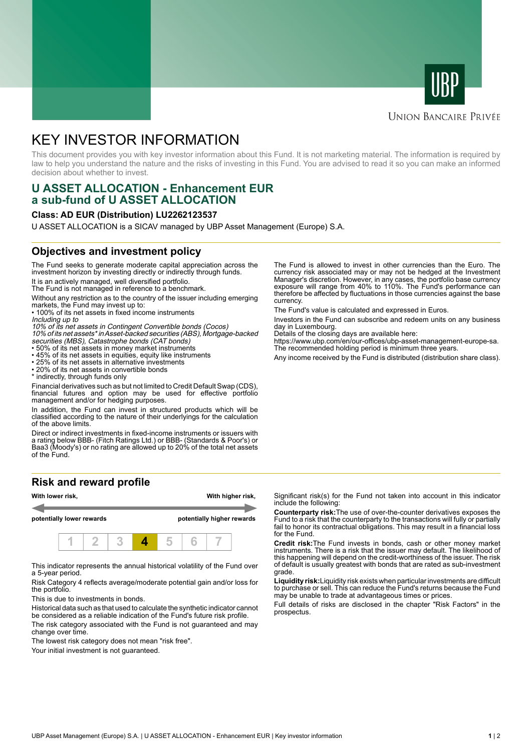UNION BANCAIRE PRIVÉE

# KEY INVESTOR INFORMATION

This document provides you with key investor information about this Fund. It is not marketing material. The information is required by law to help you understand the nature and the risks of investing in this Fund. You are advised to read it so you can make an informed decision about whether to invest.

## U ASSET ALLOCATION - Enhancement EUR a sub-fund of U ASSET ALLOCATION

### Class: AD EUR (Distribution) LU2262123537

U ASSET ALLOCATION is a SICAV managed by UBP Asset Management (Europe) S.A.

## Objectives and investment policy

The Fund seeks to generate moderate capital appreciation across the investment horizon by investing directly or indirectly through funds.

It is an actively managed, well diversified portfolio.
The Fund is not managed in reference to a benchmark.

Without any restriction as to the country of the issuer including emerging markets, the Fund may invest up to:

- 100% of its net assets in fixed income instruments
  *Including up to*
  *10% of its net assets in Contingent Convertible bonds (Cocos)*
  *10% of its net assets* in Asset-backed securities (ABS), Mortgage-backed securities (MBS), Catastrophe bonds (CAT bonds)*
- 50% of its net assets in money market instruments
- 45% of its net assets in equities, equity like instruments
- 25% of its net assets in alternative investments
- 20% of its net assets in convertible bonds

\* indirectly, through funds only

Financial derivatives such as but not limited to Credit Default Swap (CDS), financial futures and option may be used for effective portfolio management and/or for hedging purposes.

In addition, the Fund can invest in structured products which will be classified according to the nature of their underlyings for the calculation of the above limits.

Direct or indirect investments in fixed-income instruments or issuers with a rating below BBB- (Fitch Ratings Ltd.) or BBB- (Standards & Poor's) or Baa3 (Moody's) or no rating are allowed up to 20% of the total net assets of the Fund.

The Fund is allowed to invest in other currencies than the Euro. The currency risk associated may or may not be hedged at the Investment Manager's discretion. However, in any cases, the portfolio base currency exposure will range from 40% to 110%. The Fund's performance can therefore be affected by fluctuations in those currencies against the base currency.

The Fund's value is calculated and expressed in Euros.

Investors in the Fund can subscribe and redeem units on any business day in Luxembourg.
Details of the closing days are available here:
https://www.ubp.com/en/our-offices/ubp-asset-management-europe-sa.
The recommended holding period is minimum three years.

Any income received by the Fund is distributed (distribution share class).

## Risk and reward profile

**With lower risk,** **potentially lower rewards** — **With higher risk,** **potentially higher rewards**

| 1 | 2 | 3 | **4** | 5 | 6 | 7 |
|---|---|---|---|---|---|---|

This indicator represents the annual historical volatility of the Fund over a 5-year period.

Risk Category 4 reflects average/moderate potential gain and/or loss for the portfolio.

This is due to investments in bonds.

Historical data such as that used to calculate the synthetic indicator cannot be considered as a reliable indication of the Fund's future risk profile.

The risk category associated with the Fund is not guaranteed and may change over time.

The lowest risk category does not mean "risk free".

Your initial investment is not guaranteed.

Significant risk(s) for the Fund not taken into account in this indicator include the following:

**Counterparty risk:** The use of over-the-counter derivatives exposes the Fund to a risk that the counterparty to the transactions will fully or partially fail to honor its contractual obligations. This may result in a financial loss for the Fund.

**Credit risk:** The Fund invests in bonds, cash or other money market instruments. There is a risk that the issuer may default. The likelihood of this happening will depend on the credit-worthiness of the issuer. The risk of default is usually greatest with bonds that are rated as sub-investment grade.

**Liquidity risk:** Liquidity risk exists when particular investments are difficult to purchase or sell. This can reduce the Fund's returns because the Fund may be unable to trade at advantageous times or prices.

Full details of risks are disclosed in the chapter "Risk Factors" in the prospectus.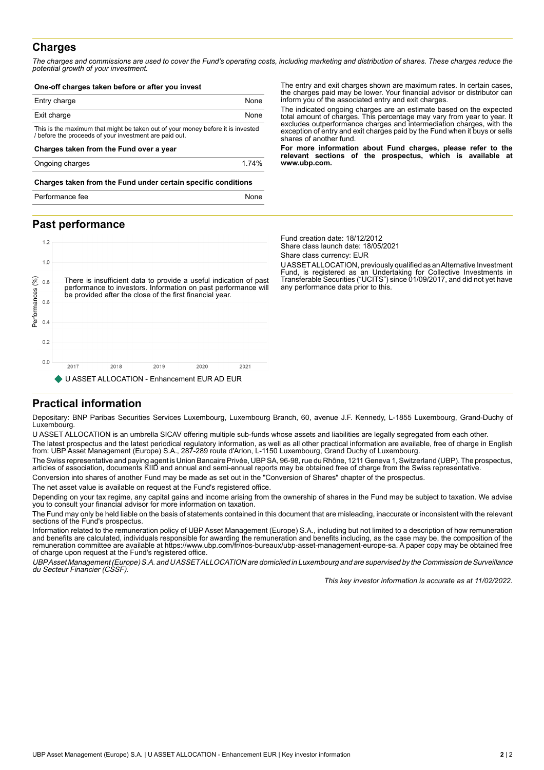## Charges

*The charges and commissions are used to cover the Fund's operating costs, including marketing and distribution of shares. These charges reduce the potential growth of your investment.*

| **One-off charges taken before or after you invest** | |
|---|---|
| Entry charge | None |
| Exit charge | None |

This is the maximum that might be taken out of your money before it is invested / before the proceeds of your investment are paid out.

| **Charges taken from the Fund over a year** | |
|---|---|
| Ongoing charges | 1.74% |

| **Charges taken from the Fund under certain specific conditions** | |
|---|---|
| Performance fee | None |

The entry and exit charges shown are maximum rates. In certain cases, the charges paid may be lower. Your financial advisor or distributor can inform you of the associated entry and exit charges.

The indicated ongoing charges are an estimate based on the expected total amount of charges. This percentage may vary from year to year. It excludes outperformance charges and intermediation charges, with the exception of entry and exit charges paid by the Fund when it buys or sells shares of another fund.

**For more information about Fund charges, please refer to the relevant sections of the prospectus, which is available at www.ubp.com.**

## Past performance

Performances (%)

1.2
1.0
0.8
0.6
0.4
0.2
0.0

2017 2018 2019 2020 2021

There is insufficient data to provide a useful indication of past performance to investors. Information on past performance will be provided after the close of the first financial year.

U ASSET ALLOCATION - Enhancement EUR AD EUR

Fund creation date: 18/12/2012
Share class launch date: 18/05/2021
Share class currency: EUR

U ASSET ALLOCATION, previously qualified as an Alternative Investment Fund, is registered as an Undertaking for Collective Investments in Transferable Securities ("UCITS") since 01/09/2017, and did not yet have any performance data prior to this.

## Practical information

Depositary: BNP Paribas Securities Services Luxembourg, Luxembourg Branch, 60, avenue J.F. Kennedy, L-1855 Luxembourg, Grand-Duchy of Luxembourg.

U ASSET ALLOCATION is an umbrella SICAV offering multiple sub-funds whose assets and liabilities are legally segregated from each other.

The latest prospectus and the latest periodical regulatory information, as well as all other practical information are available, free of charge in English from: UBP Asset Management (Europe) S.A., 287-289 route d'Arlon, L-1150 Luxembourg, Grand Duchy of Luxembourg.

The Swiss representative and paying agent is Union Bancaire Privée, UBP SA, 96-98, rue du Rhône, 1211 Geneva 1, Switzerland (UBP). The prospectus, articles of association, documents KIID and annual and semi-annual reports may be obtained free of charge from the Swiss representative.

Conversion into shares of another Fund may be made as set out in the "Conversion of Shares" chapter of the prospectus.

The net asset value is available on request at the Fund's registered office.

Depending on your tax regime, any capital gains and income arising from the ownership of shares in the Fund may be subject to taxation. We advise you to consult your financial advisor for more information on taxation.

The Fund may only be held liable on the basis of statements contained in this document that are misleading, inaccurate or inconsistent with the relevant sections of the Fund's prospectus.

Information related to the remuneration policy of UBP Asset Management (Europe) S.A., including but not limited to a description of how remuneration and benefits are calculated, individuals responsible for awarding the remuneration and benefits including, as the case may be, the composition of the remuneration committee are available at https://www.ubp.com/fr/nos-bureaux/ubp-asset-management-europe-sa. A paper copy may be obtained free of charge upon request at the Fund's registered office.

*UBP Asset Management (Europe) S.A. and U ASSET ALLOCATION are domiciled in Luxembourg and are supervised by the Commission de Surveillance du Secteur Financier (CSSF).*

*This key investor information is accurate as at 11/02/2022.*